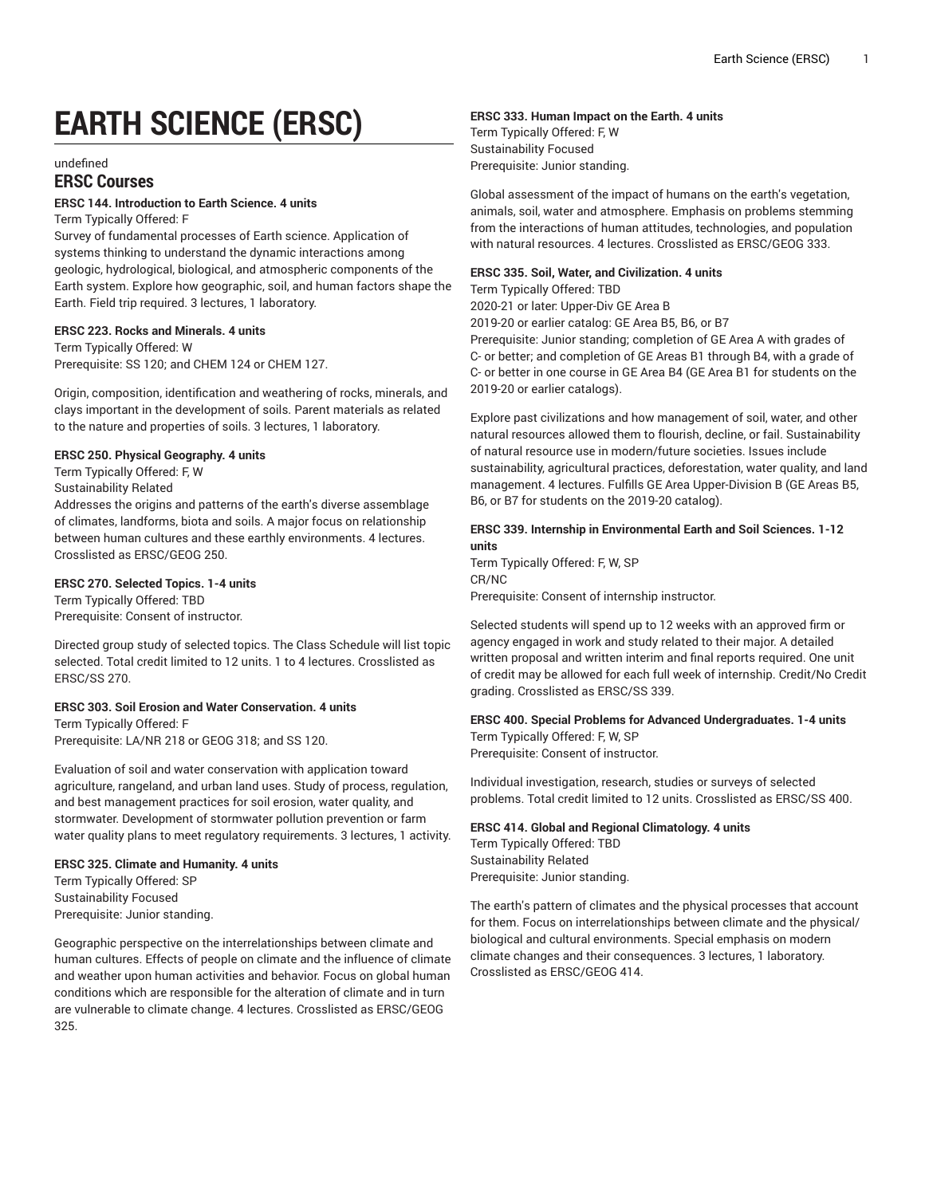# EARTH SCIENCE (ERSC)

undefined

## ERSC Courses

**ERSC 144. Introduction to Earth Science. 4 units**

Term Typically Offered: F

Survey of fundamental processes of Earth science. Application of systems thinking to understand the dynamic interactions among geologic, hydrological, biological, and atmospheric components of the Earth system. Explore how geographic, soil, and human factors shape the Earth. Field trip required. 3 lectures, 1 laboratory.

**ERSC 223. Rocks and Minerals. 4 units**

Term Typically Offered: W

Prerequisite: SS 120; and CHEM 124 or CHEM 127.

Origin, composition, identification and weathering of rocks, minerals, and clays important in the development of soils. Parent materials as related to the nature and properties of soils. 3 lectures, 1 laboratory.

**ERSC 250. Physical Geography. 4 units**

Term Typically Offered: F, W

Sustainability Related

Addresses the origins and patterns of the earth's diverse assemblage of climates, landforms, biota and soils. A major focus on relationship between human cultures and these earthly environments. 4 lectures. Crosslisted as ERSC/GEOG 250.

**ERSC 270. Selected Topics. 1-4 units**

Term Typically Offered: TBD

Prerequisite: Consent of instructor.

Directed group study of selected topics. The Class Schedule will list topic selected. Total credit limited to 12 units. 1 to 4 lectures. Crosslisted as ERSC/SS 270.

**ERSC 303. Soil Erosion and Water Conservation. 4 units**

Term Typically Offered: F

Prerequisite: LA/NR 218 or GEOG 318; and SS 120.

Evaluation of soil and water conservation with application toward agriculture, rangeland, and urban land uses. Study of process, regulation, and best management practices for soil erosion, water quality, and stormwater. Development of stormwater pollution prevention or farm water quality plans to meet regulatory requirements. 3 lectures, 1 activity.

**ERSC 325. Climate and Humanity. 4 units**

Term Typically Offered: SP

Sustainability Focused

Prerequisite: Junior standing.

Geographic perspective on the interrelationships between climate and human cultures. Effects of people on climate and the influence of climate and weather upon human activities and behavior. Focus on global human conditions which are responsible for the alteration of climate and in turn are vulnerable to climate change. 4 lectures. Crosslisted as ERSC/GEOG 325.

**ERSC 333. Human Impact on the Earth. 4 units**

Term Typically Offered: F, W

Sustainability Focused

Prerequisite: Junior standing.

Global assessment of the impact of humans on the earth's vegetation, animals, soil, water and atmosphere. Emphasis on problems stemming from the interactions of human attitudes, technologies, and population with natural resources. 4 lectures. Crosslisted as ERSC/GEOG 333.

**ERSC 335. Soil, Water, and Civilization. 4 units**

Term Typically Offered: TBD

2020-21 or later: Upper-Div GE Area B

2019-20 or earlier catalog: GE Area B5, B6, or B7

Prerequisite: Junior standing; completion of GE Area A with grades of C- or better; and completion of GE Areas B1 through B4, with a grade of C- or better in one course in GE Area B4 (GE Area B1 for students on the 2019-20 or earlier catalogs).

Explore past civilizations and how management of soil, water, and other natural resources allowed them to flourish, decline, or fail. Sustainability of natural resource use in modern/future societies. Issues include sustainability, agricultural practices, deforestation, water quality, and land management. 4 lectures. Fulfills GE Area Upper-Division B (GE Areas B5, B6, or B7 for students on the 2019-20 catalog).

**ERSC 339. Internship in Environmental Earth and Soil Sciences. 1-12 units**

Term Typically Offered: F, W, SP

CR/NC

Prerequisite: Consent of internship instructor.

Selected students will spend up to 12 weeks with an approved firm or agency engaged in work and study related to their major. A detailed written proposal and written interim and final reports required. One unit of credit may be allowed for each full week of internship. Credit/No Credit grading. Crosslisted as ERSC/SS 339.

**ERSC 400. Special Problems for Advanced Undergraduates. 1-4 units**

Term Typically Offered: F, W, SP

Prerequisite: Consent of instructor.

Individual investigation, research, studies or surveys of selected problems. Total credit limited to 12 units. Crosslisted as ERSC/SS 400.

**ERSC 414. Global and Regional Climatology. 4 units**

Term Typically Offered: TBD

Sustainability Related

Prerequisite: Junior standing.

The earth's pattern of climates and the physical processes that account for them. Focus on interrelationships between climate and the physical/biological and cultural environments. Special emphasis on modern climate changes and their consequences. 3 lectures, 1 laboratory. Crosslisted as ERSC/GEOG 414.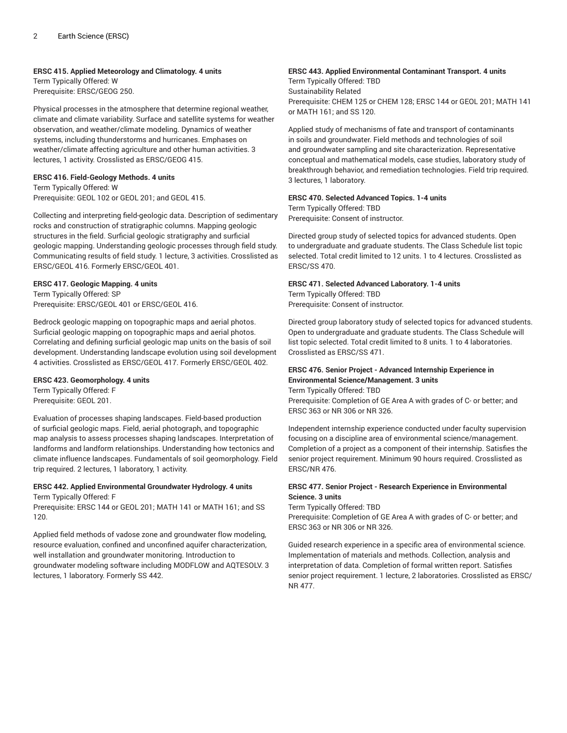**ERSC 415. Applied Meteorology and Climatology. 4 units**
Term Typically Offered: W
Prerequisite: ERSC/GEOG 250.

Physical processes in the atmosphere that determine regional weather, climate and climate variability. Surface and satellite systems for weather observation, and weather/climate modeling. Dynamics of weather systems, including thunderstorms and hurricanes. Emphases on weather/climate affecting agriculture and other human activities. 3 lectures, 1 activity. Crosslisted as ERSC/GEOG 415.

**ERSC 416. Field-Geology Methods. 4 units**
Term Typically Offered: W
Prerequisite: GEOL 102 or GEOL 201; and GEOL 415.

Collecting and interpreting field-geologic data. Description of sedimentary rocks and construction of stratigraphic columns. Mapping geologic structures in the field. Surficial geologic stratigraphy and surficial geologic mapping. Understanding geologic processes through field study. Communicating results of field study. 1 lecture, 3 activities. Crosslisted as ERSC/GEOL 416. Formerly ERSC/GEOL 401.

**ERSC 417. Geologic Mapping. 4 units**
Term Typically Offered: SP
Prerequisite: ERSC/GEOL 401 or ERSC/GEOL 416.

Bedrock geologic mapping on topographic maps and aerial photos. Surficial geologic mapping on topographic maps and aerial photos. Correlating and defining surficial geologic map units on the basis of soil development. Understanding landscape evolution using soil development 4 activities. Crosslisted as ERSC/GEOL 417. Formerly ERSC/GEOL 402.

**ERSC 423. Geomorphology. 4 units**
Term Typically Offered: F
Prerequisite: GEOL 201.

Evaluation of processes shaping landscapes. Field-based production of surficial geologic maps. Field, aerial photograph, and topographic map analysis to assess processes shaping landscapes. Interpretation of landforms and landform relationships. Understanding how tectonics and climate influence landscapes. Fundamentals of soil geomorphology. Field trip required. 2 lectures, 1 laboratory, 1 activity.

**ERSC 442. Applied Environmental Groundwater Hydrology. 4 units**
Term Typically Offered: F
Prerequisite: ERSC 144 or GEOL 201; MATH 141 or MATH 161; and SS 120.

Applied field methods of vadose zone and groundwater flow modeling, resource evaluation, confined and unconfined aquifer characterization, well installation and groundwater monitoring. Introduction to groundwater modeling software including MODFLOW and AQTESOLV. 3 lectures, 1 laboratory. Formerly SS 442.

**ERSC 443. Applied Environmental Contaminant Transport. 4 units**
Term Typically Offered: TBD
Sustainability Related
Prerequisite: CHEM 125 or CHEM 128; ERSC 144 or GEOL 201; MATH 141 or MATH 161; and SS 120.

Applied study of mechanisms of fate and transport of contaminants in soils and groundwater. Field methods and technologies of soil and groundwater sampling and site characterization. Representative conceptual and mathematical models, case studies, laboratory study of breakthrough behavior, and remediation technologies. Field trip required. 3 lectures, 1 laboratory.

**ERSC 470. Selected Advanced Topics. 1-4 units**
Term Typically Offered: TBD
Prerequisite: Consent of instructor.

Directed group study of selected topics for advanced students. Open to undergraduate and graduate students. The Class Schedule list topic selected. Total credit limited to 12 units. 1 to 4 lectures. Crosslisted as ERSC/SS 470.

**ERSC 471. Selected Advanced Laboratory. 1-4 units**
Term Typically Offered: TBD
Prerequisite: Consent of instructor.

Directed group laboratory study of selected topics for advanced students. Open to undergraduate and graduate students. The Class Schedule will list topic selected. Total credit limited to 8 units. 1 to 4 laboratories. Crosslisted as ERSC/SS 471.

**ERSC 476. Senior Project - Advanced Internship Experience in Environmental Science/Management. 3 units**
Term Typically Offered: TBD
Prerequisite: Completion of GE Area A with grades of C- or better; and ERSC 363 or NR 306 or NR 326.

Independent internship experience conducted under faculty supervision focusing on a discipline area of environmental science/management. Completion of a project as a component of their internship. Satisfies the senior project requirement. Minimum 90 hours required. Crosslisted as ERSC/NR 476.

**ERSC 477. Senior Project - Research Experience in Environmental Science. 3 units**
Term Typically Offered: TBD
Prerequisite: Completion of GE Area A with grades of C- or better; and ERSC 363 or NR 306 or NR 326.

Guided research experience in a specific area of environmental science. Implementation of materials and methods. Collection, analysis and interpretation of data. Completion of formal written report. Satisfies senior project requirement. 1 lecture, 2 laboratories. Crosslisted as ERSC/NR 477.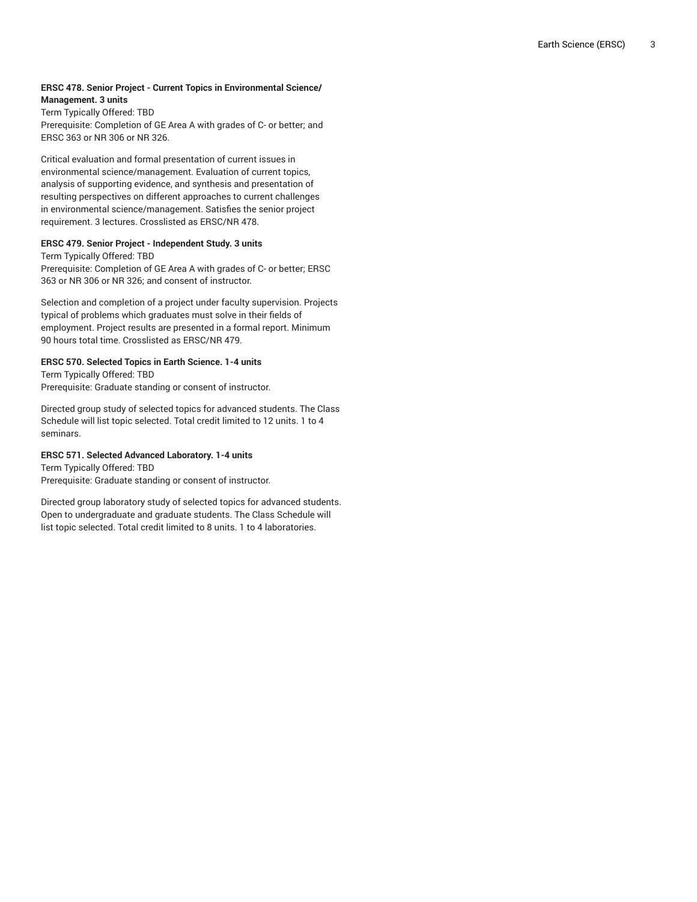**ERSC 478. Senior Project - Current Topics in Environmental Science/ Management. 3 units**

Term Typically Offered: TBD

Prerequisite: Completion of GE Area A with grades of C- or better; and ERSC 363 or NR 306 or NR 326.

Critical evaluation and formal presentation of current issues in environmental science/management. Evaluation of current topics, analysis of supporting evidence, and synthesis and presentation of resulting perspectives on different approaches to current challenges in environmental science/management. Satisfies the senior project requirement. 3 lectures. Crosslisted as ERSC/NR 478.

**ERSC 479. Senior Project - Independent Study. 3 units**

Term Typically Offered: TBD

Prerequisite: Completion of GE Area A with grades of C- or better; ERSC 363 or NR 306 or NR 326; and consent of instructor.

Selection and completion of a project under faculty supervision. Projects typical of problems which graduates must solve in their fields of employment. Project results are presented in a formal report. Minimum 90 hours total time. Crosslisted as ERSC/NR 479.

**ERSC 570. Selected Topics in Earth Science. 1-4 units**

Term Typically Offered: TBD

Prerequisite: Graduate standing or consent of instructor.

Directed group study of selected topics for advanced students. The Class Schedule will list topic selected. Total credit limited to 12 units. 1 to 4 seminars.

**ERSC 571. Selected Advanced Laboratory. 1-4 units**

Term Typically Offered: TBD

Prerequisite: Graduate standing or consent of instructor.

Directed group laboratory study of selected topics for advanced students. Open to undergraduate and graduate students. The Class Schedule will list topic selected. Total credit limited to 8 units. 1 to 4 laboratories.